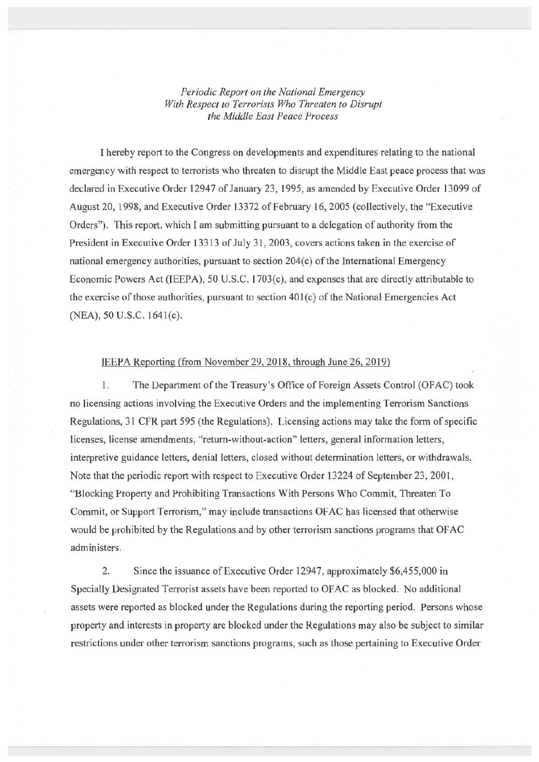*Periodic Report on the National Emergency With Respect to Terrorists Who Threaten to Disrupt the Middle East Peace Process*

I hereby report to the Congress on developments and expenditures relating to the national emergency with respect to terrorists who threaten to disrupt the Middle East peace process that was declared in Executive Order 12947 of January 23, 1995, as amended by Executive Order 13099 of August 20, 1998, and Executive Order 13372 of February 16, 2005 (collectively, the "Executive Orders"). This report, which I am submitting pursuant to a delegation of authority from the President in Executive Order 13313 of July 31, 2003, covers actions taken in the exercise of national emergency authorities, pursuant to section 204(c) of the International Emergency Economic Powers Act (IEEPA), 50 U.S.C. 1703(c), and expenses that are directly attributable to the exercise of those authorities, pursuant to section 401(c) of the National Emergencies Act (NEA), 50 U.S.C. 1641(c).

IEEPA Reporting (from November 29, 2018, through June 26, 2019)

1. The Department of the Treasury's Office of Foreign Assets Control (OFAC) took no licensing actions involving the Executive Orders and the implementing Terrorism Sanctions Regulations, 31 CFR part 595 (the Regulations). Licensing actions may take the form of specific licenses, license amendments, "return-without-action" letters, general information letters, interpretive guidance letters, denial letters, closed without determination letters, or withdrawals. Note that the periodic report with respect to Executive Order 13224 of September 23, 2001, "Blocking Property and Prohibiting Transactions With Persons Who Commit, Threaten To Commit, or Support Terrorism," may include transactions OFAC has licensed that otherwise would be prohibited by the Regulations and by other terrorism sanctions programs that OFAC administers.

2. Since the issuance of Executive Order 12947, approximately $6,455,000 in Specially Designated Terrorist assets have been reported to OFAC as blocked. No additional assets were reported as blocked under the Regulations during the reporting period. Persons whose property and interests in property are blocked under the Regulations may also be subject to similar restrictions under other terrorism sanctions programs, such as those pertaining to Executive Order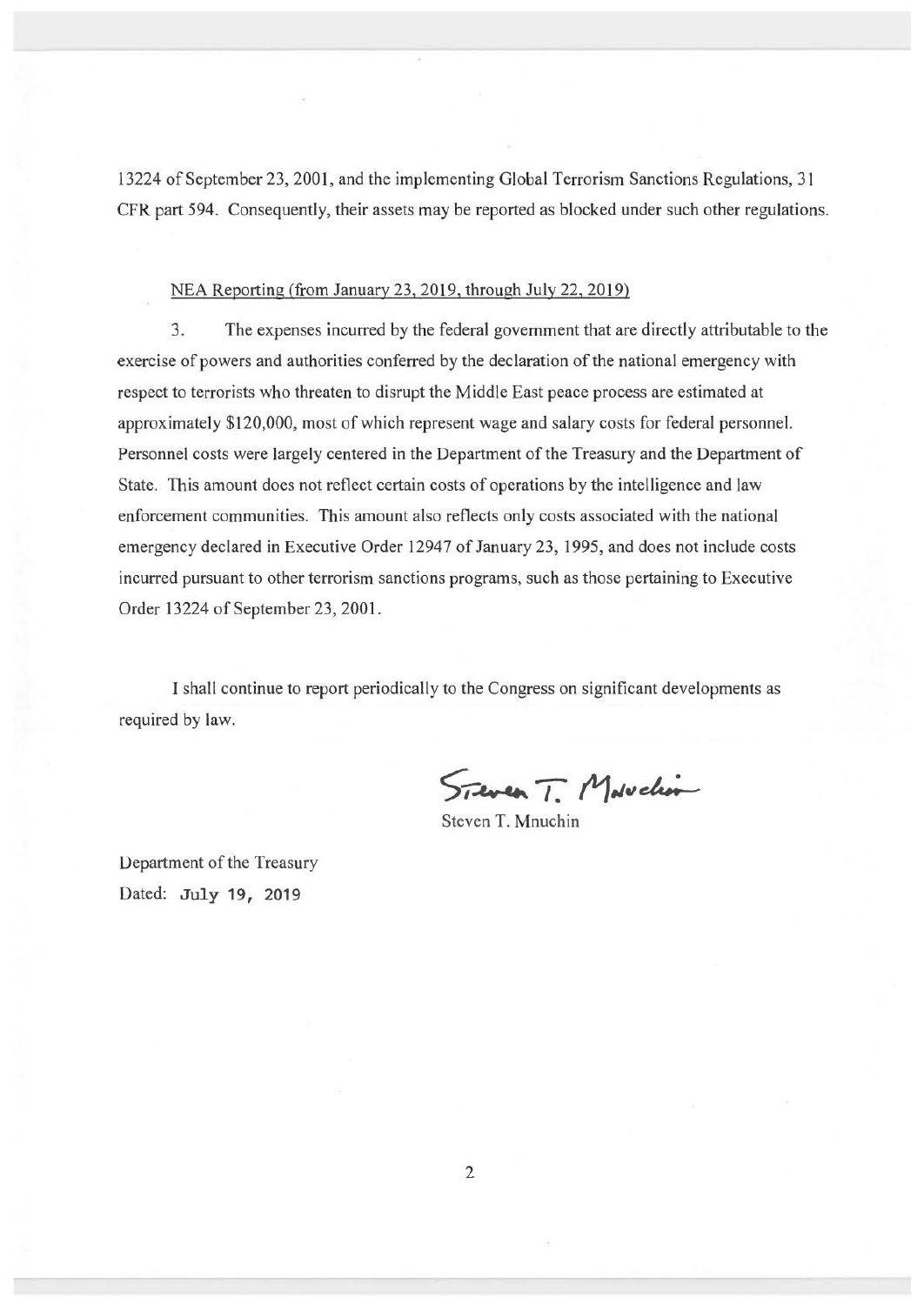13224 of September 23, 2001, and the implementing Global Terrorism Sanctions Regulations, 31 CFR part 594. Consequently, their assets may be reported as blocked under such other regulations.

NEA Reporting (from January 23, 2019, through July 22, 2019)

3. The expenses incurred by the federal government that are directly attributable to the exercise of powers and authorities conferred by the declaration of the national emergency with respect to terrorists who threaten to disrupt the Middle East peace process are estimated at approximately $120,000, most of which represent wage and salary costs for federal personnel. Personnel costs were largely centered in the Department of the Treasury and the Department of State. This amount does not reflect certain costs of operations by the intelligence and law enforcement communities. This amount also reflects only costs associated with the national emergency declared in Executive Order 12947 of January 23, 1995, and does not include costs incurred pursuant to other terrorism sanctions programs, such as those pertaining to Executive Order 13224 of September 23, 2001.

I shall continue to report periodically to the Congress on significant developments as required by law.

Steven T. Mnuchin

Steven T. Mnuchin

Department of the Treasury

Dated: July 19, 2019